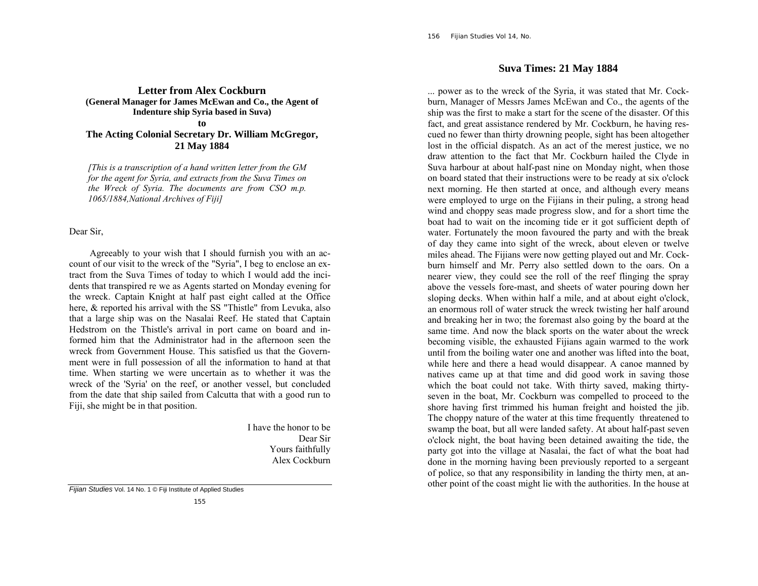## Letter from Alex Cockburn

**(General Manager for James McEwan and Co., the Agent of Indenture ship Syria based in Suva)**

**to**

## The Acting Colonial Secretary Dr. William McGregor, 21 May 1884

*[This is a transcription of a hand written letter from the GM for the agent for Syria, and extracts from the Suva Times on the Wreck of Syria. The documents are from CSO m.p. 1065/1884,National Archives of Fiji]*

Dear Sir,

Agreeably to your wish that I should furnish you with an account of our visit to the wreck of the "Syria", I beg to enclose an extract from the Suva Times of today to which I would add the incidents that transpired re we as Agents started on Monday evening for the wreck. Captain Knight at half past eight called at the Office here, & reported his arrival with the SS "Thistle" from Levuka, also that a large ship was on the Nasalai Reef. He stated that Captain Hedstrom on the Thistle's arrival in port came on board and informed him that the Administrator had in the afternoon seen the wreck from Government House. This satisfied us that the Government were in full possession of all the information to hand at that time. When starting we were uncertain as to whether it was the wreck of the 'Syria' on the reef, or another vessel, but concluded from the date that ship sailed from Calcutta that with a good run to Fiji, she might be in that position.

I have the honor to be  
Dear Sir  
Yours faithfully  
Alex Cockburn

## Suva Times: 21 May 1884

... power as to the wreck of the Syria, it was stated that Mr. Cockburn, Manager of Messrs James McEwan and Co., the agents of the ship was the first to make a start for the scene of the disaster. Of this fact, and great assistance rendered by Mr. Cockburn, he having rescued no fewer than thirty drowning people, sight has been altogether lost in the official dispatch. As an act of the merest justice, we no draw attention to the fact that Mr. Cockburn hailed the Clyde in Suva harbour at about half-past nine on Monday night, when those on board stated that their instructions were to be ready at six o'clock next morning. He then started at once, and although every means were employed to urge on the Fijians in their puling, a strong head wind and choppy seas made progress slow, and for a short time the boat had to wait on the incoming tide er it got sufficient depth of water. Fortunately the moon favoured the party and with the break of day they came into sight of the wreck, about eleven or twelve miles ahead. The Fijians were now getting played out and Mr. Cockburn himself and Mr. Perry also settled down to the oars. On a nearer view, they could see the roll of the reef flinging the spray above the vessels fore-mast, and sheets of water pouring down her sloping decks. When within half a mile, and at about eight o'clock, an enormous roll of water struck the wreck twisting her half around and breaking her in two; the foremast also going by the board at the same time. And now the black sports on the water about the wreck becoming visible, the exhausted Fijians again warmed to the work until from the boiling water one and another was lifted into the boat, while here and there a head would disappear. A canoe manned by natives came up at that time and did good work in saving those which the boat could not take. With thirty saved, making thirty-seven in the boat, Mr. Cockburn was compelled to proceed to the shore having first trimmed his human freight and hoisted the jib. The choppy nature of the water at this time frequently threatened to swamp the boat, but all were landed safety. At about half-past seven o'clock night, the boat having been detained awaiting the tide, the party got into the village at Nasalai, the fact of what the boat had done in the morning having been previously reported to a sergeant of police, so that any responsibility in landing the thirty men, at another point of the coast might lie with the authorities. In the house at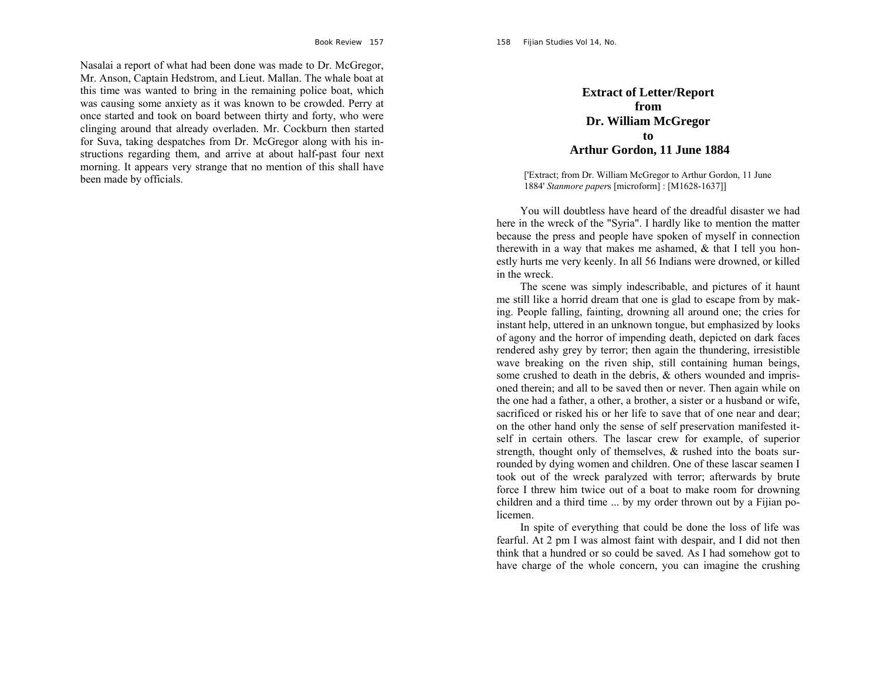Nasalai a report of what had been done was made to Dr. McGregor, Mr. Anson, Captain Hedstrom, and Lieut. Mallan. The whale boat at this time was wanted to bring in the remaining police boat, which was causing some anxiety as it was known to be crowded. Perry at once started and took on board between thirty and forty, who were clinging around that already overladen. Mr. Cockburn then started for Suva, taking despatches from Dr. McGregor along with his instructions regarding them, and arrive at about half-past four next morning. It appears very strange that no mention of this shall have been made by officials.

## Extract of Letter/Report from Dr. William McGregor to Arthur Gordon, 11 June 1884

['Extract; from Dr. William McGregor to Arthur Gordon, 11 June 1884' *Stanmore papers* [microform] : [M1628-1637]]

You will doubtless have heard of the dreadful disaster we had here in the wreck of the "Syria". I hardly like to mention the matter because the press and people have spoken of myself in connection therewith in a way that makes me ashamed, & that I tell you honestly hurts me very keenly. In all 56 Indians were drowned, or killed in the wreck.

The scene was simply indescribable, and pictures of it haunt me still like a horrid dream that one is glad to escape from by making. People falling, fainting, drowning all around one; the cries for instant help, uttered in an unknown tongue, but emphasized by looks of agony and the horror of impending death, depicted on dark faces rendered ashy grey by terror; then again the thundering, irresistible wave breaking on the riven ship, still containing human beings, some crushed to death in the debris, & others wounded and imprisoned therein; and all to be saved then or never. Then again while on the one had a father, a other, a brother, a sister or a husband or wife, sacrificed or risked his or her life to save that of one near and dear; on the other hand only the sense of self preservation manifested itself in certain others. The lascar crew for example, of superior strength, thought only of themselves, & rushed into the boats surrounded by dying women and children. One of these lascar seamen I took out of the wreck paralyzed with terror; afterwards by brute force I threw him twice out of a boat to make room for drowning children and a third time ... by my order thrown out by a Fijian policemen.

In spite of everything that could be done the loss of life was fearful. At 2 pm I was almost faint with despair, and I did not then think that a hundred or so could be saved. As I had somehow got to have charge of the whole concern, you can imagine the crushing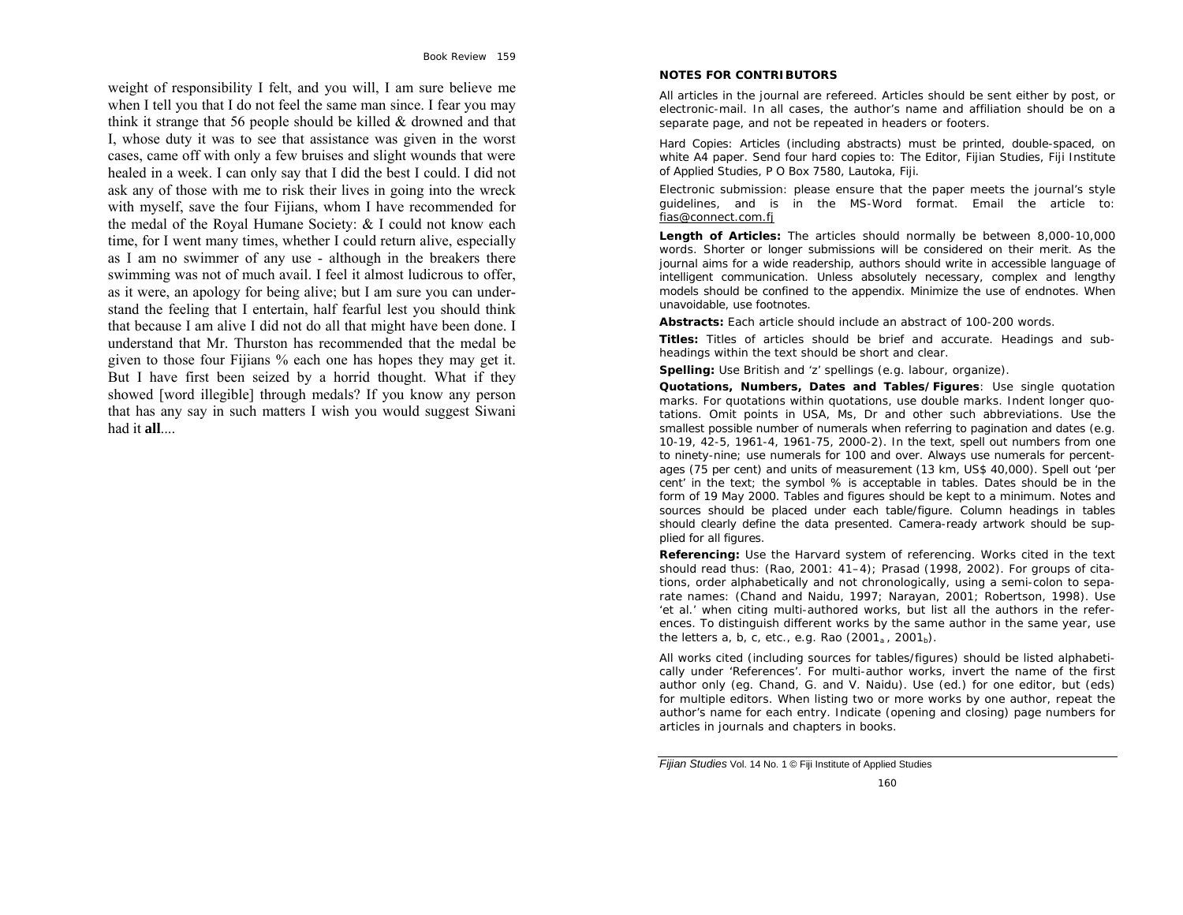weight of responsibility I felt, and you will, I am sure believe me when I tell you that I do not feel the same man since. I fear you may think it strange that 56 people should be killed & drowned and that I, whose duty it was to see that assistance was given in the worst cases, came off with only a few bruises and slight wounds that were healed in a week. I can only say that I did the best I could. I did not ask any of those with me to risk their lives in going into the wreck with myself, save the four Fijians, whom I have recommended for the medal of the Royal Humane Society: & I could not know each time, for I went many times, whether I could return alive, especially as I am no swimmer of any use - although in the breakers there swimming was not of much avail. I feel it almost ludicrous to offer, as it were, an apology for being alive; but I am sure you can understand the feeling that I entertain, half fearful lest you should think that because I am alive I did not do all that might have been done. I understand that Mr. Thurston has recommended that the medal be given to those four Fijians % each one has hopes they may get it. But I have first been seized by a horrid thought. What if they showed [word illegible] through medals? If you know any person that has any say in such matters I wish you would suggest Siwani had it **all**....

## NOTES FOR CONTRIBUTORS

All articles in the journal are refereed. Articles should be sent either by post, or electronic-mail. In all cases, the author's name and affiliation should be on a separate page, and not be repeated in headers or footers.

Hard Copies: Articles (including abstracts) must be printed, double-spaced, on white A4 paper. Send four hard copies to: The Editor, Fijian Studies, Fiji Institute of Applied Studies, P O Box 7580, Lautoka, Fiji.

Electronic submission: please ensure that the paper meets the journal's style guidelines, and is in the MS-Word format. Email the article to: fias@connect.com.fj

**Length of Articles:** The articles should normally be between 8,000-10,000 words. Shorter or longer submissions will be considered on their merit. As the journal aims for a wide readership, authors should write in accessible language of intelligent communication. Unless absolutely necessary, complex and lengthy models should be confined to the appendix. Minimize the use of endnotes. When unavoidable, use footnotes.

**Abstracts:** Each article should include an abstract of 100-200 words.

**Titles:** Titles of articles should be brief and accurate. Headings and sub-headings within the text should be short and clear.

**Spelling:** Use British and 'z' spellings (e.g. labour, organize).

**Quotations, Numbers, Dates and Tables/Figures**: Use single quotation marks. For quotations within quotations, use double marks. Indent longer quotations. Omit points in USA, Ms, Dr and other such abbreviations. Use the smallest possible number of numerals when referring to pagination and dates (e.g. 10-19, 42-5, 1961-4, 1961-75, 2000-2). In the text, spell out numbers from one to ninety-nine; use numerals for 100 and over. Always use numerals for percentages (75 per cent) and units of measurement (13 km, US$ 40,000). Spell out 'per cent' in the text; the symbol % is acceptable in tables. Dates should be in the form of 19 May 2000. Tables and figures should be kept to a minimum. Notes and sources should be placed under each table/figure. Column headings in tables should clearly define the data presented. Camera-ready artwork should be supplied for all figures.

**Referencing:** Use the Harvard system of referencing. Works cited in the text should read thus: (Rao, 2001: 41–4); Prasad (1998, 2002). For groups of citations, order alphabetically and not chronologically, using a semi-colon to separate names: (Chand and Naidu, 1997; Narayan, 2001; Robertson, 1998). Use 'et al.' when citing multi-authored works, but list all the authors in the references. To distinguish different works by the same author in the same year, use the letters a, b, c, etc., e.g. Rao ($2001_a$, $2001_b$).

All works cited (including sources for tables/figures) should be listed alphabetically under 'References'. For multi-author works, invert the name of the first author only (eg. Chand, G. and V. Naidu). Use (ed.) for one editor, but (eds) for multiple editors. When listing two or more works by one author, repeat the author's name for each entry. Indicate (opening and closing) page numbers for articles in journals and chapters in books.